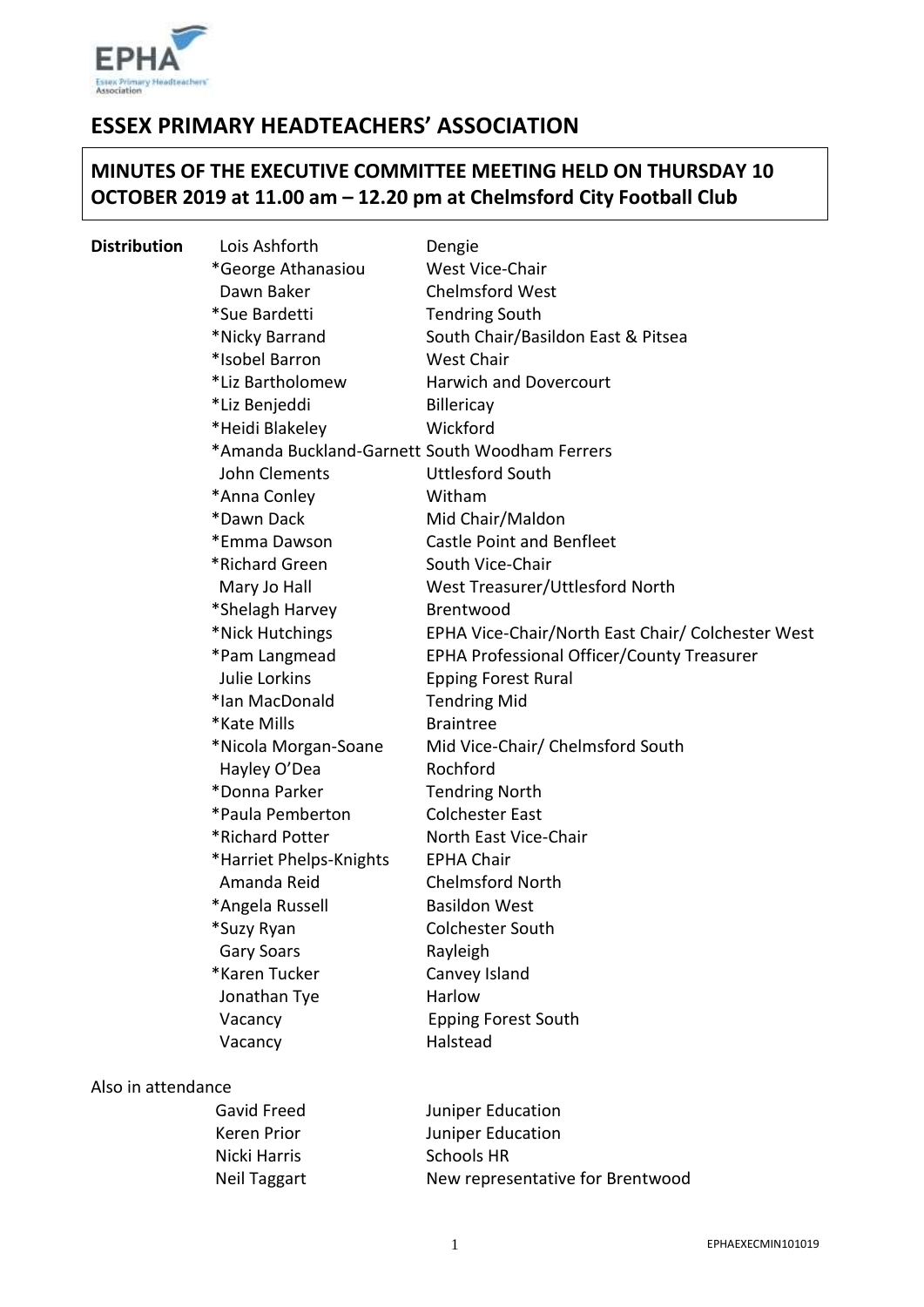# ESSEX PRIMARY HEADTEACHERS' ASSOCIATION

**MINUTES OF THE EXECUTIVE COMMITTEE MEETING HELD ON THURSDAY 10 OCTOBER 2019 at 11.00 am – 12.20 pm at Chelmsford City Football Club**

| **Distribution** | | |
|---|---|---|
| | Lois Ashforth | Dengie |
| | *George Athanasiou | West Vice-Chair |
| | Dawn Baker | Chelmsford West |
| | *Sue Bardetti | Tendring South |
| | *Nicky Barrand | South Chair/Basildon East & Pitsea |
| | *Isobel Barron | West Chair |
| | *Liz Bartholomew | Harwich and Dovercourt |
| | *Liz Benjeddi | Billericay |
| | *Heidi Blakeley | Wickford |
| | *Amanda Buckland-Garnett | South Woodham Ferrers |
| | John Clements | Uttlesford South |
| | *Anna Conley | Witham |
| | *Dawn Dack | Mid Chair/Maldon |
| | *Emma Dawson | Castle Point and Benfleet |
| | *Richard Green | South Vice-Chair |
| | Mary Jo Hall | West Treasurer/Uttlesford North |
| | *Shelagh Harvey | Brentwood |
| | *Nick Hutchings | EPHA Vice-Chair/North East Chair/ Colchester West |
| | *Pam Langmead | EPHA Professional Officer/County Treasurer |
| | Julie Lorkins | Epping Forest Rural |
| | *Ian MacDonald | Tendring Mid |
| | *Kate Mills | Braintree |
| | *Nicola Morgan-Soane | Mid Vice-Chair/ Chelmsford South |
| | Hayley O'Dea | Rochford |
| | *Donna Parker | Tendring North |
| | *Paula Pemberton | Colchester East |
| | *Richard Potter | North East Vice-Chair |
| | *Harriet Phelps-Knights | EPHA Chair |
| | Amanda Reid | Chelmsford North |
| | *Angela Russell | Basildon West |
| | *Suzy Ryan | Colchester South |
| | Gary Soars | Rayleigh |
| | *Karen Tucker | Canvey Island |
| | Jonathan Tye | Harlow |
| | Vacancy | Epping Forest South |
| | Vacancy | Halstead |

Also in attendance

| | |
|---|---|
| Gavid Freed | Juniper Education |
| Keren Prior | Juniper Education |
| Nicki Harris | Schools HR |
| Neil Taggart | New representative for Brentwood |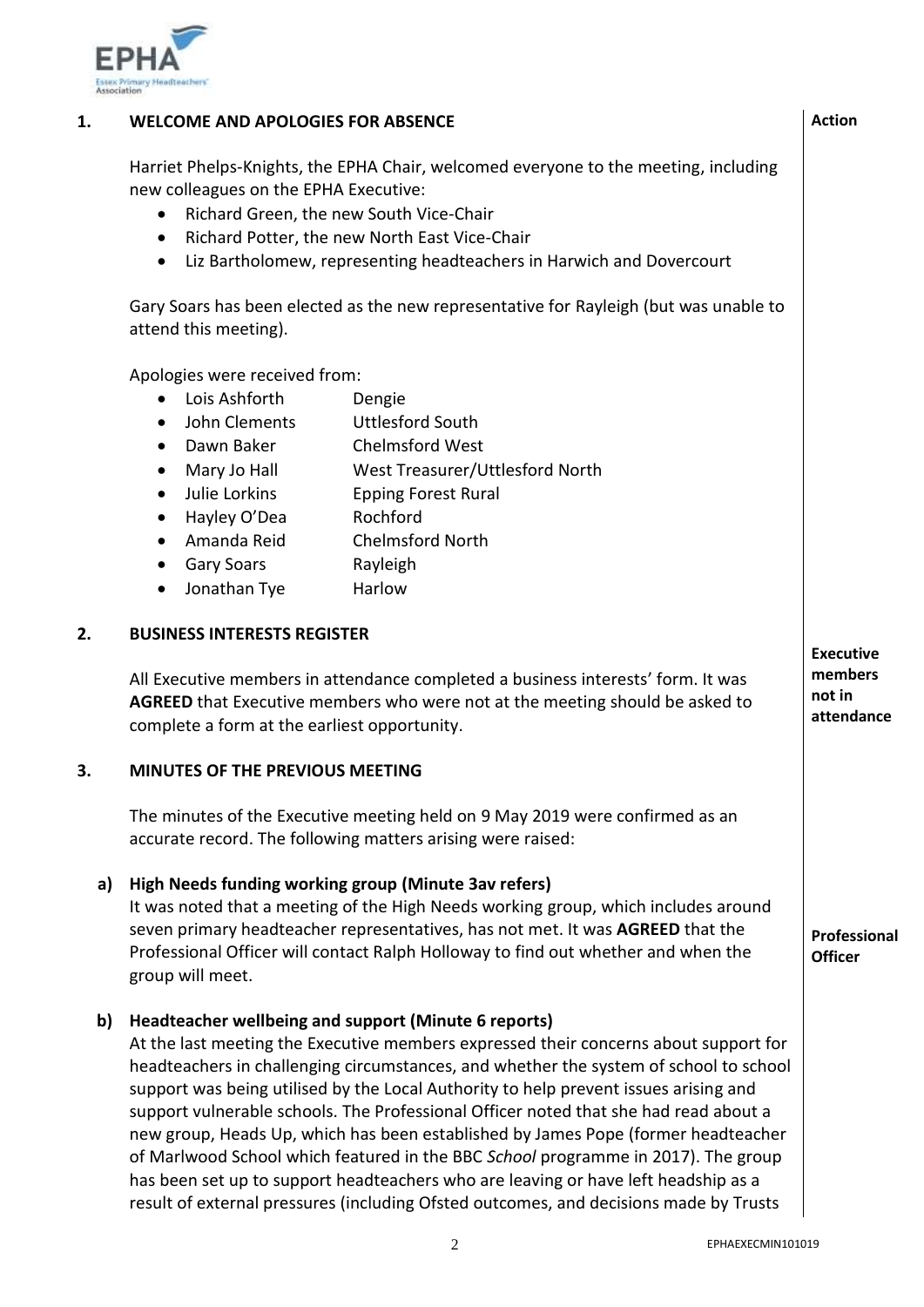## 1. WELCOME AND APOLOGIES FOR ABSENCE

**Action**

Harriet Phelps-Knights, the EPHA Chair, welcomed everyone to the meeting, including new colleagues on the EPHA Executive:

- Richard Green, the new South Vice-Chair
- Richard Potter, the new North East Vice-Chair
- Liz Bartholomew, representing headteachers in Harwich and Dovercourt

Gary Soars has been elected as the new representative for Rayleigh (but was unable to attend this meeting).

Apologies were received from:

- Lois Ashforth — Dengie
- John Clements — Uttlesford South
- Dawn Baker — Chelmsford West
- Mary Jo Hall — West Treasurer/Uttlesford North
- Julie Lorkins — Epping Forest Rural
- Hayley O'Dea — Rochford
- Amanda Reid — Chelmsford North
- Gary Soars — Rayleigh
- Jonathan Tye — Harlow

## 2. BUSINESS INTERESTS REGISTER

All Executive members in attendance completed a business interests' form. It was **AGREED** that Executive members who were not at the meeting should be asked to complete a form at the earliest opportunity.

**Action: Executive members not in attendance**

## 3. MINUTES OF THE PREVIOUS MEETING

The minutes of the Executive meeting held on 9 May 2019 were confirmed as an accurate record. The following matters arising were raised:

### a) High Needs funding working group (Minute 3av refers)

It was noted that a meeting of the High Needs working group, which includes around seven primary headteacher representatives, has not met. It was **AGREED** that the Professional Officer will contact Ralph Holloway to find out whether and when the group will meet.

**Action: Professional Officer**

### b) Headteacher wellbeing and support (Minute 6 reports)

At the last meeting the Executive members expressed their concerns about support for headteachers in challenging circumstances, and whether the system of school to school support was being utilised by the Local Authority to help prevent issues arising and support vulnerable schools. The Professional Officer noted that she had read about a new group, Heads Up, which has been established by James Pope (former headteacher of Marlwood School which featured in the BBC *School* programme in 2017). The group has been set up to support headteachers who are leaving or have left headship as a result of external pressures (including Ofsted outcomes, and decisions made by Trusts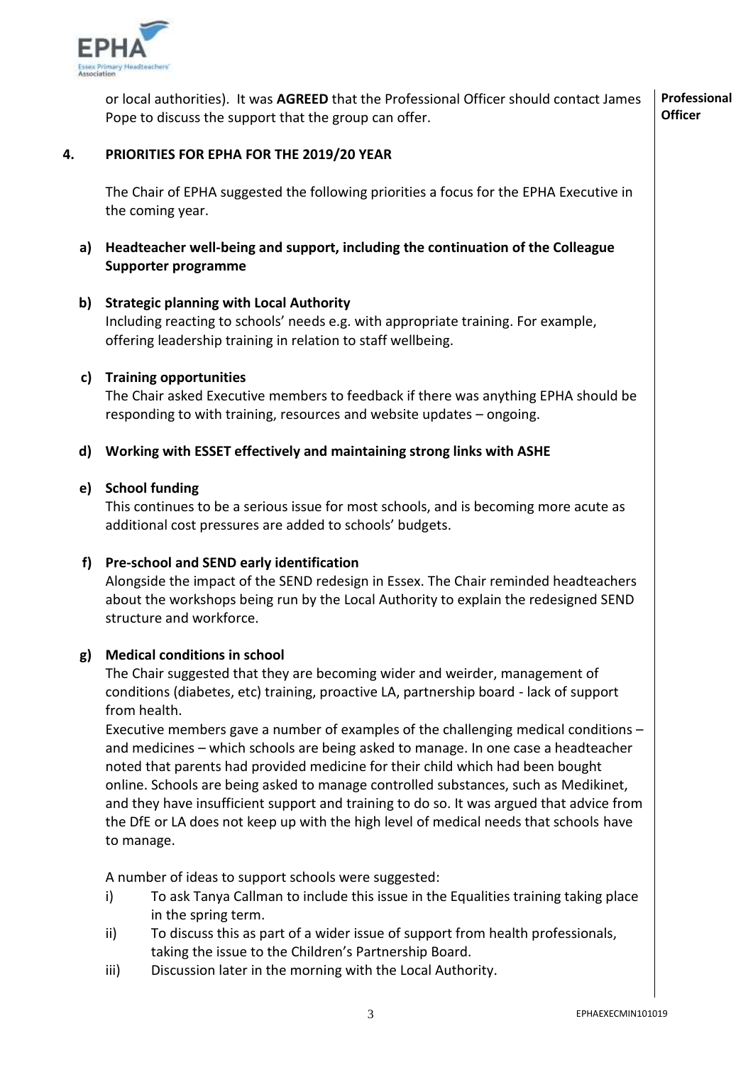or local authorities). It was **AGREED** that the Professional Officer should contact James Pope to discuss the support that the group can offer. **Professional Officer**

## 4. PRIORITIES FOR EPHA FOR THE 2019/20 YEAR

The Chair of EPHA suggested the following priorities a focus for the EPHA Executive in the coming year.

**a) Headteacher well-being and support, including the continuation of the Colleague Supporter programme**

**b) Strategic planning with Local Authority**
Including reacting to schools' needs e.g. with appropriate training. For example, offering leadership training in relation to staff wellbeing.

**c) Training opportunities**
The Chair asked Executive members to feedback if there was anything EPHA should be responding to with training, resources and website updates – ongoing.

**d) Working with ESSET effectively and maintaining strong links with ASHE**

**e) School funding**
This continues to be a serious issue for most schools, and is becoming more acute as additional cost pressures are added to schools' budgets.

**f) Pre-school and SEND early identification**
Alongside the impact of the SEND redesign in Essex. The Chair reminded headteachers about the workshops being run by the Local Authority to explain the redesigned SEND structure and workforce.

**g) Medical conditions in school**
The Chair suggested that they are becoming wider and weirder, management of conditions (diabetes, etc) training, proactive LA, partnership board - lack of support from health.

Executive members gave a number of examples of the challenging medical conditions – and medicines – which schools are being asked to manage. In one case a headteacher noted that parents had provided medicine for their child which had been bought online. Schools are being asked to manage controlled substances, such as Medikinet, and they have insufficient support and training to do so. It was argued that advice from the DfE or LA does not keep up with the high level of medical needs that schools have to manage.

A number of ideas to support schools were suggested:

i) To ask Tanya Callman to include this issue in the Equalities training taking place in the spring term.

ii) To discuss this as part of a wider issue of support from health professionals, taking the issue to the Children's Partnership Board.

iii) Discussion later in the morning with the Local Authority.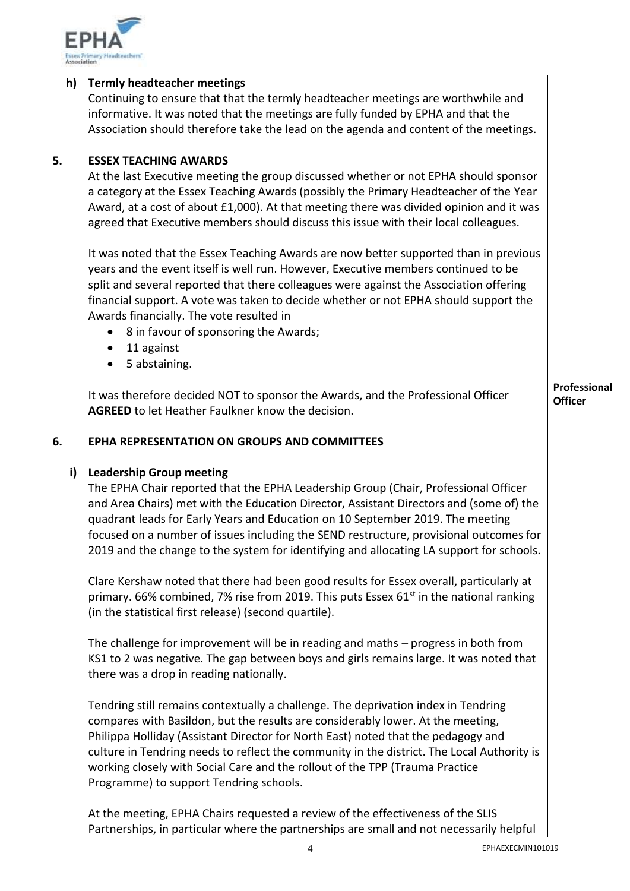### h) Termly headteacher meetings

Continuing to ensure that that the termly headteacher meetings are worthwhile and informative. It was noted that the meetings are fully funded by EPHA and that the Association should therefore take the lead on the agenda and content of the meetings.

## 5. ESSEX TEACHING AWARDS

At the last Executive meeting the group discussed whether or not EPHA should sponsor a category at the Essex Teaching Awards (possibly the Primary Headteacher of the Year Award, at a cost of about £1,000). At that meeting there was divided opinion and it was agreed that Executive members should discuss this issue with their local colleagues.

It was noted that the Essex Teaching Awards are now better supported than in previous years and the event itself is well run. However, Executive members continued to be split and several reported that there colleagues were against the Association offering financial support. A vote was taken to decide whether or not EPHA should support the Awards financially. The vote resulted in

- 8 in favour of sponsoring the Awards;
- 11 against
- 5 abstaining.

It was therefore decided NOT to sponsor the Awards, and the Professional Officer **AGREED** to let Heather Faulkner know the decision.

**Professional Officer**

## 6. EPHA REPRESENTATION ON GROUPS AND COMMITTEES

### i) Leadership Group meeting

The EPHA Chair reported that the EPHA Leadership Group (Chair, Professional Officer and Area Chairs) met with the Education Director, Assistant Directors and (some of) the quadrant leads for Early Years and Education on 10 September 2019. The meeting focused on a number of issues including the SEND restructure, provisional outcomes for 2019 and the change to the system for identifying and allocating LA support for schools.

Clare Kershaw noted that there had been good results for Essex overall, particularly at primary. 66% combined, 7% rise from 2019. This puts Essex 61st in the national ranking (in the statistical first release) (second quartile).

The challenge for improvement will be in reading and maths – progress in both from KS1 to 2 was negative. The gap between boys and girls remains large. It was noted that there was a drop in reading nationally.

Tendring still remains contextually a challenge. The deprivation index in Tendring compares with Basildon, but the results are considerably lower. At the meeting, Philippa Holliday (Assistant Director for North East) noted that the pedagogy and culture in Tendring needs to reflect the community in the district. The Local Authority is working closely with Social Care and the rollout of the TPP (Trauma Practice Programme) to support Tendring schools.

At the meeting, EPHA Chairs requested a review of the effectiveness of the SLIS Partnerships, in particular where the partnerships are small and not necessarily helpful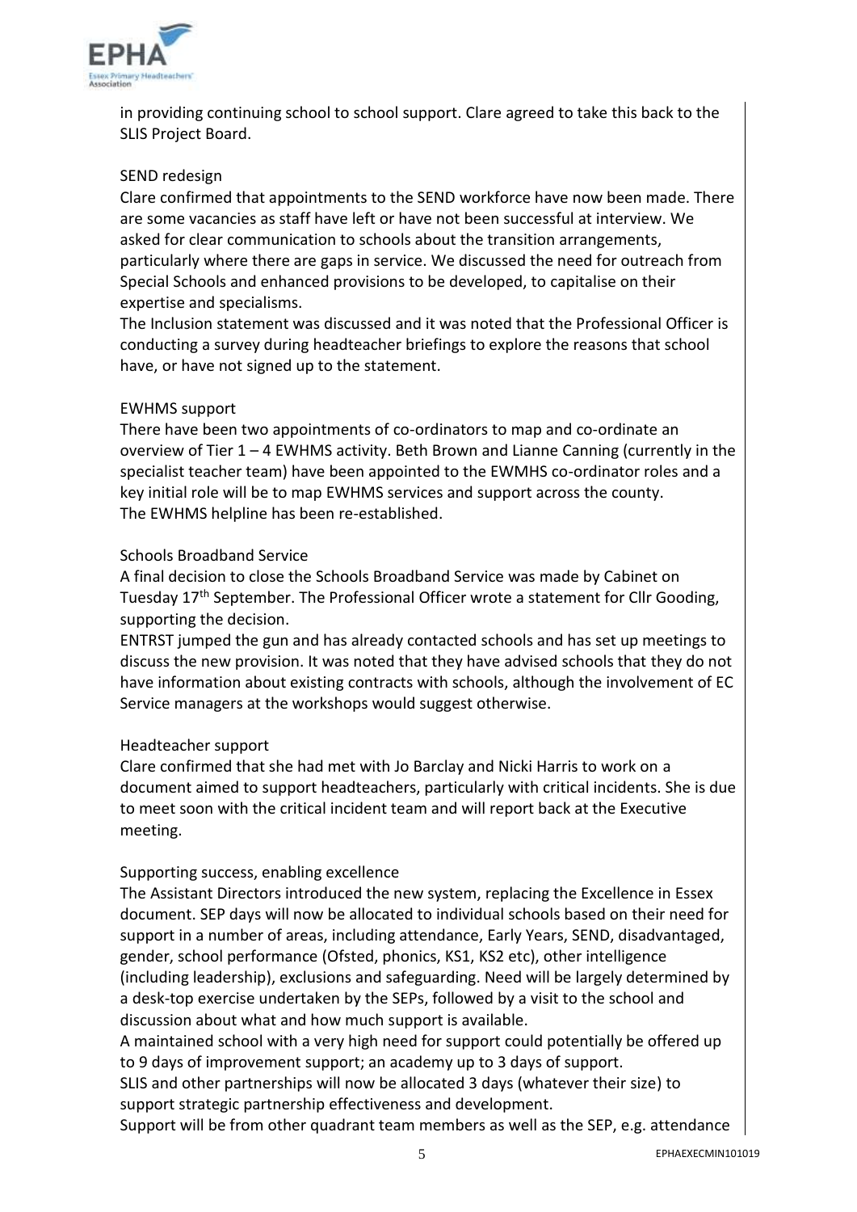in providing continuing school to school support. Clare agreed to take this back to the SLIS Project Board.

SEND redesign

Clare confirmed that appointments to the SEND workforce have now been made. There are some vacancies as staff have left or have not been successful at interview. We asked for clear communication to schools about the transition arrangements, particularly where there are gaps in service. We discussed the need for outreach from Special Schools and enhanced provisions to be developed, to capitalise on their expertise and specialisms.

The Inclusion statement was discussed and it was noted that the Professional Officer is conducting a survey during headteacher briefings to explore the reasons that school have, or have not signed up to the statement.

EWHMS support

There have been two appointments of co-ordinators to map and co-ordinate an overview of Tier 1 – 4 EWHMS activity. Beth Brown and Lianne Canning (currently in the specialist teacher team) have been appointed to the EWMHS co-ordinator roles and a key initial role will be to map EWHMS services and support across the county.

The EWHMS helpline has been re-established.

Schools Broadband Service

A final decision to close the Schools Broadband Service was made by Cabinet on Tuesday 17th September. The Professional Officer wrote a statement for Cllr Gooding, supporting the decision.

ENTRST jumped the gun and has already contacted schools and has set up meetings to discuss the new provision. It was noted that they have advised schools that they do not have information about existing contracts with schools, although the involvement of EC Service managers at the workshops would suggest otherwise.

Headteacher support

Clare confirmed that she had met with Jo Barclay and Nicki Harris to work on a document aimed to support headteachers, particularly with critical incidents. She is due to meet soon with the critical incident team and will report back at the Executive meeting.

Supporting success, enabling excellence

The Assistant Directors introduced the new system, replacing the Excellence in Essex document. SEP days will now be allocated to individual schools based on their need for support in a number of areas, including attendance, Early Years, SEND, disadvantaged, gender, school performance (Ofsted, phonics, KS1, KS2 etc), other intelligence (including leadership), exclusions and safeguarding. Need will be largely determined by a desk-top exercise undertaken by the SEPs, followed by a visit to the school and discussion about what and how much support is available.

A maintained school with a very high need for support could potentially be offered up to 9 days of improvement support; an academy up to 3 days of support.

SLIS and other partnerships will now be allocated 3 days (whatever their size) to support strategic partnership effectiveness and development.

Support will be from other quadrant team members as well as the SEP, e.g. attendance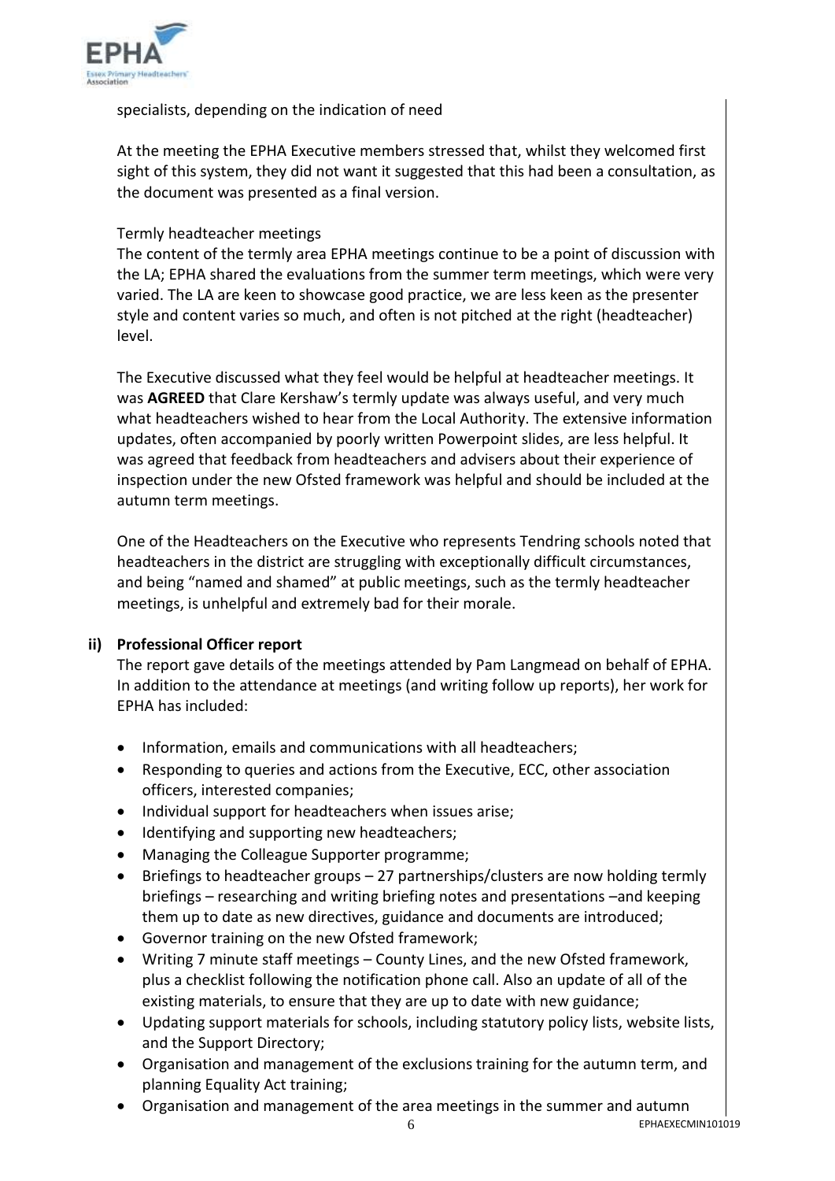specialists, depending on the indication of need

At the meeting the EPHA Executive members stressed that, whilst they welcomed first sight of this system, they did not want it suggested that this had been a consultation, as the document was presented as a final version.

Termly headteacher meetings
The content of the termly area EPHA meetings continue to be a point of discussion with the LA; EPHA shared the evaluations from the summer term meetings, which were very varied. The LA are keen to showcase good practice, we are less keen as the presenter style and content varies so much, and often is not pitched at the right (headteacher) level.

The Executive discussed what they feel would be helpful at headteacher meetings. It was **AGREED** that Clare Kershaw's termly update was always useful, and very much what headteachers wished to hear from the Local Authority. The extensive information updates, often accompanied by poorly written Powerpoint slides, are less helpful. It was agreed that feedback from headteachers and advisers about their experience of inspection under the new Ofsted framework was helpful and should be included at the autumn term meetings.

One of the Headteachers on the Executive who represents Tendring schools noted that headteachers in the district are struggling with exceptionally difficult circumstances, and being "named and shamed" at public meetings, such as the termly headteacher meetings, is unhelpful and extremely bad for their morale.

**ii) Professional Officer report**

The report gave details of the meetings attended by Pam Langmead on behalf of EPHA. In addition to the attendance at meetings (and writing follow up reports), her work for EPHA has included:

- Information, emails and communications with all headteachers;
- Responding to queries and actions from the Executive, ECC, other association officers, interested companies;
- Individual support for headteachers when issues arise;
- Identifying and supporting new headteachers;
- Managing the Colleague Supporter programme;
- Briefings to headteacher groups – 27 partnerships/clusters are now holding termly briefings – researching and writing briefing notes and presentations –and keeping them up to date as new directives, guidance and documents are introduced;
- Governor training on the new Ofsted framework;
- Writing 7 minute staff meetings – County Lines, and the new Ofsted framework, plus a checklist following the notification phone call. Also an update of all of the existing materials, to ensure that they are up to date with new guidance;
- Updating support materials for schools, including statutory policy lists, website lists, and the Support Directory;
- Organisation and management of the exclusions training for the autumn term, and planning Equality Act training;
- Organisation and management of the area meetings in the summer and autumn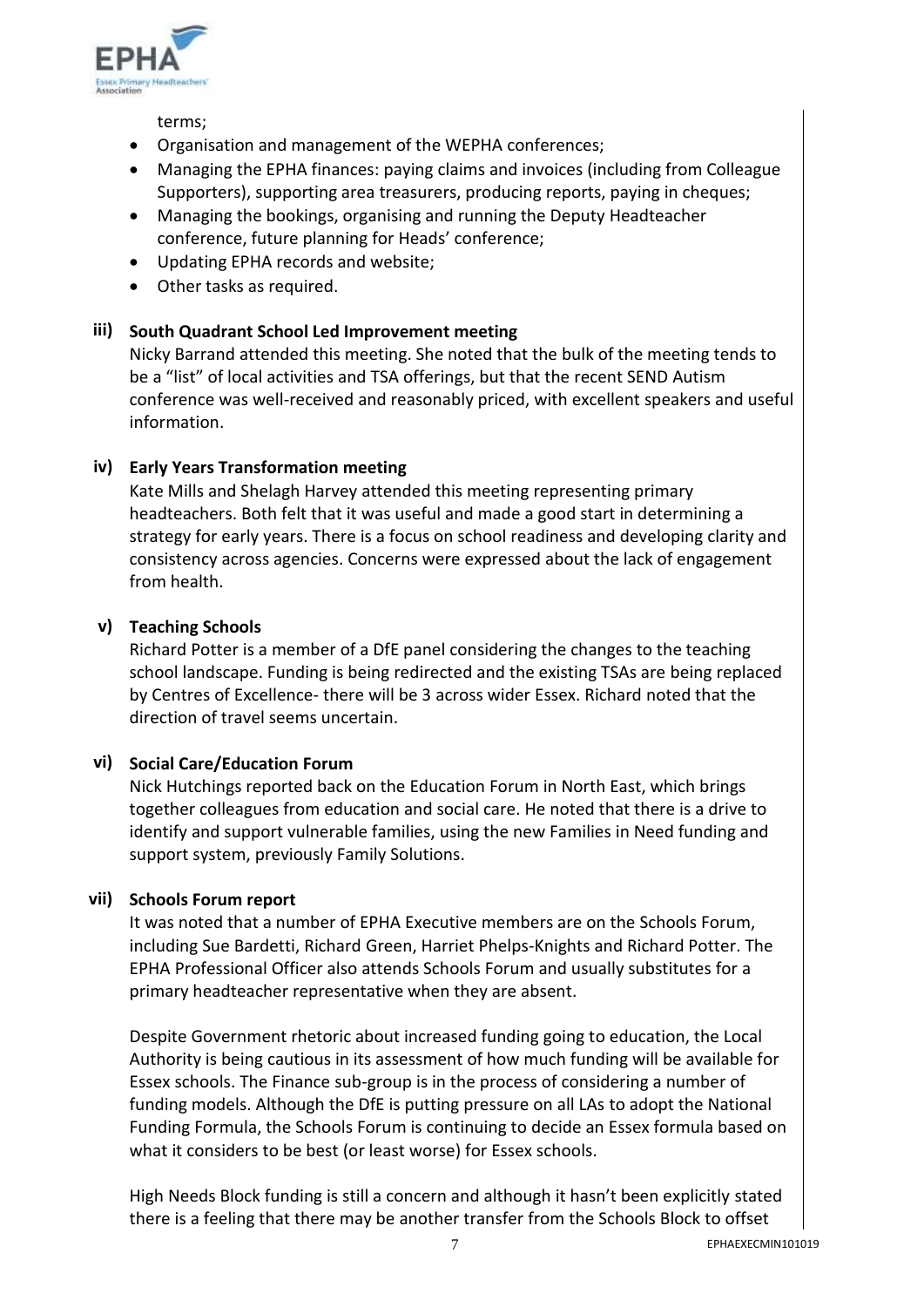terms;

- Organisation and management of the WEPHA conferences;
- Managing the EPHA finances: paying claims and invoices (including from Colleague Supporters), supporting area treasurers, producing reports, paying in cheques;
- Managing the bookings, organising and running the Deputy Headteacher conference, future planning for Heads' conference;
- Updating EPHA records and website;
- Other tasks as required.

**iii) South Quadrant School Led Improvement meeting**

Nicky Barrand attended this meeting. She noted that the bulk of the meeting tends to be a "list" of local activities and TSA offerings, but that the recent SEND Autism conference was well-received and reasonably priced, with excellent speakers and useful information.

**iv) Early Years Transformation meeting**

Kate Mills and Shelagh Harvey attended this meeting representing primary headteachers. Both felt that it was useful and made a good start in determining a strategy for early years. There is a focus on school readiness and developing clarity and consistency across agencies. Concerns were expressed about the lack of engagement from health.

**v) Teaching Schools**

Richard Potter is a member of a DfE panel considering the changes to the teaching school landscape. Funding is being redirected and the existing TSAs are being replaced by Centres of Excellence- there will be 3 across wider Essex. Richard noted that the direction of travel seems uncertain.

**vi) Social Care/Education Forum**

Nick Hutchings reported back on the Education Forum in North East, which brings together colleagues from education and social care. He noted that there is a drive to identify and support vulnerable families, using the new Families in Need funding and support system, previously Family Solutions.

**vii) Schools Forum report**

It was noted that a number of EPHA Executive members are on the Schools Forum, including Sue Bardetti, Richard Green, Harriet Phelps-Knights and Richard Potter. The EPHA Professional Officer also attends Schools Forum and usually substitutes for a primary headteacher representative when they are absent.

Despite Government rhetoric about increased funding going to education, the Local Authority is being cautious in its assessment of how much funding will be available for Essex schools. The Finance sub-group is in the process of considering a number of funding models. Although the DfE is putting pressure on all LAs to adopt the National Funding Formula, the Schools Forum is continuing to decide an Essex formula based on what it considers to be best (or least worse) for Essex schools.

High Needs Block funding is still a concern and although it hasn't been explicitly stated there is a feeling that there may be another transfer from the Schools Block to offset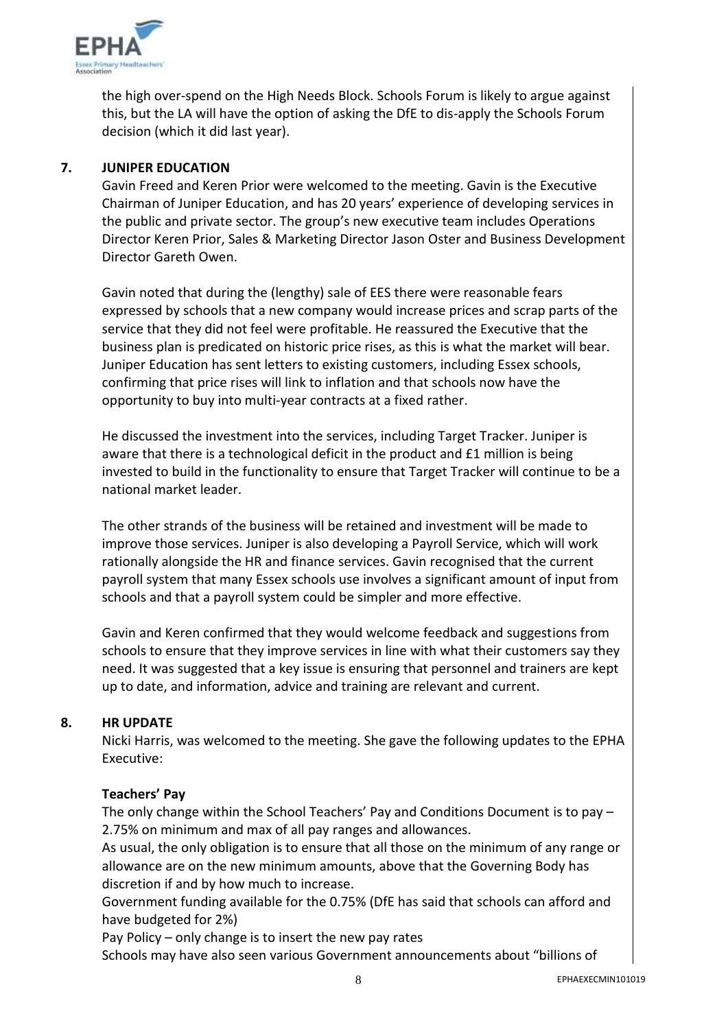the high over-spend on the High Needs Block. Schools Forum is likely to argue against this, but the LA will have the option of asking the DfE to dis-apply the Schools Forum decision (which it did last year).

## 7. JUNIPER EDUCATION

Gavin Freed and Keren Prior were welcomed to the meeting. Gavin is the Executive Chairman of Juniper Education, and has 20 years' experience of developing services in the public and private sector. The group's new executive team includes Operations Director Keren Prior, Sales & Marketing Director Jason Oster and Business Development Director Gareth Owen.

Gavin noted that during the (lengthy) sale of EES there were reasonable fears expressed by schools that a new company would increase prices and scrap parts of the service that they did not feel were profitable. He reassured the Executive that the business plan is predicated on historic price rises, as this is what the market will bear. Juniper Education has sent letters to existing customers, including Essex schools, confirming that price rises will link to inflation and that schools now have the opportunity to buy into multi-year contracts at a fixed rather.

He discussed the investment into the services, including Target Tracker. Juniper is aware that there is a technological deficit in the product and £1 million is being invested to build in the functionality to ensure that Target Tracker will continue to be a national market leader.

The other strands of the business will be retained and investment will be made to improve those services. Juniper is also developing a Payroll Service, which will work rationally alongside the HR and finance services. Gavin recognised that the current payroll system that many Essex schools use involves a significant amount of input from schools and that a payroll system could be simpler and more effective.

Gavin and Keren confirmed that they would welcome feedback and suggestions from schools to ensure that they improve services in line with what their customers say they need. It was suggested that a key issue is ensuring that personnel and trainers are kept up to date, and information, advice and training are relevant and current.

## 8. HR UPDATE

Nicki Harris, was welcomed to the meeting. She gave the following updates to the EPHA Executive:

**Teachers' Pay**

The only change within the School Teachers' Pay and Conditions Document is to pay – 2.75% on minimum and max of all pay ranges and allowances.

As usual, the only obligation is to ensure that all those on the minimum of any range or allowance are on the new minimum amounts, above that the Governing Body has discretion if and by how much to increase.

Government funding available for the 0.75% (DfE has said that schools can afford and have budgeted for 2%)

Pay Policy – only change is to insert the new pay rates

Schools may have also seen various Government announcements about "billions of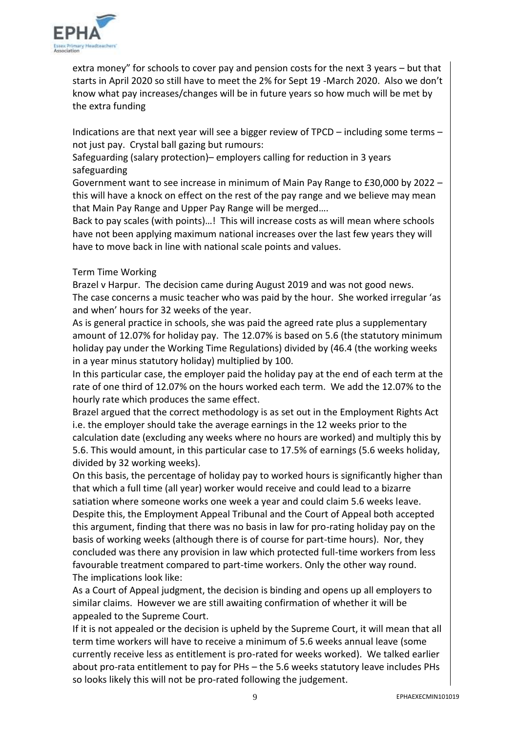extra money" for schools to cover pay and pension costs for the next 3 years – but that starts in April 2020 so still have to meet the 2% for Sept 19 -March 2020. Also we don't know what pay increases/changes will be in future years so how much will be met by the extra funding

Indications are that next year will see a bigger review of TPCD – including some terms – not just pay. Crystal ball gazing but rumours:

Safeguarding (salary protection)– employers calling for reduction in 3 years safeguarding

Government want to see increase in minimum of Main Pay Range to £30,000 by 2022 – this will have a knock on effect on the rest of the pay range and we believe may mean that Main Pay Range and Upper Pay Range will be merged….

Back to pay scales (with points)…! This will increase costs as will mean where schools have not been applying maximum national increases over the last few years they will have to move back in line with national scale points and values.

Term Time Working

Brazel v Harpur. The decision came during August 2019 and was not good news.

The case concerns a music teacher who was paid by the hour. She worked irregular 'as and when' hours for 32 weeks of the year.

As is general practice in schools, she was paid the agreed rate plus a supplementary amount of 12.07% for holiday pay. The 12.07% is based on 5.6 (the statutory minimum holiday pay under the Working Time Regulations) divided by (46.4 (the working weeks in a year minus statutory holiday) multiplied by 100.

In this particular case, the employer paid the holiday pay at the end of each term at the rate of one third of 12.07% on the hours worked each term. We add the 12.07% to the hourly rate which produces the same effect.

Brazel argued that the correct methodology is as set out in the Employment Rights Act i.e. the employer should take the average earnings in the 12 weeks prior to the calculation date (excluding any weeks where no hours are worked) and multiply this by 5.6. This would amount, in this particular case to 17.5% of earnings (5.6 weeks holiday, divided by 32 working weeks).

On this basis, the percentage of holiday pay to worked hours is significantly higher than that which a full time (all year) worker would receive and could lead to a bizarre satiation where someone works one week a year and could claim 5.6 weeks leave.

Despite this, the Employment Appeal Tribunal and the Court of Appeal both accepted this argument, finding that there was no basis in law for pro-rating holiday pay on the basis of working weeks (although there is of course for part-time hours). Nor, they concluded was there any provision in law which protected full-time workers from less favourable treatment compared to part-time workers. Only the other way round.

The implications look like:

As a Court of Appeal judgment, the decision is binding and opens up all employers to similar claims. However we are still awaiting confirmation of whether it will be appealed to the Supreme Court.

If it is not appealed or the decision is upheld by the Supreme Court, it will mean that all term time workers will have to receive a minimum of 5.6 weeks annual leave (some currently receive less as entitlement is pro-rated for weeks worked). We talked earlier about pro-rata entitlement to pay for PHs – the 5.6 weeks statutory leave includes PHs so looks likely this will not be pro-rated following the judgement.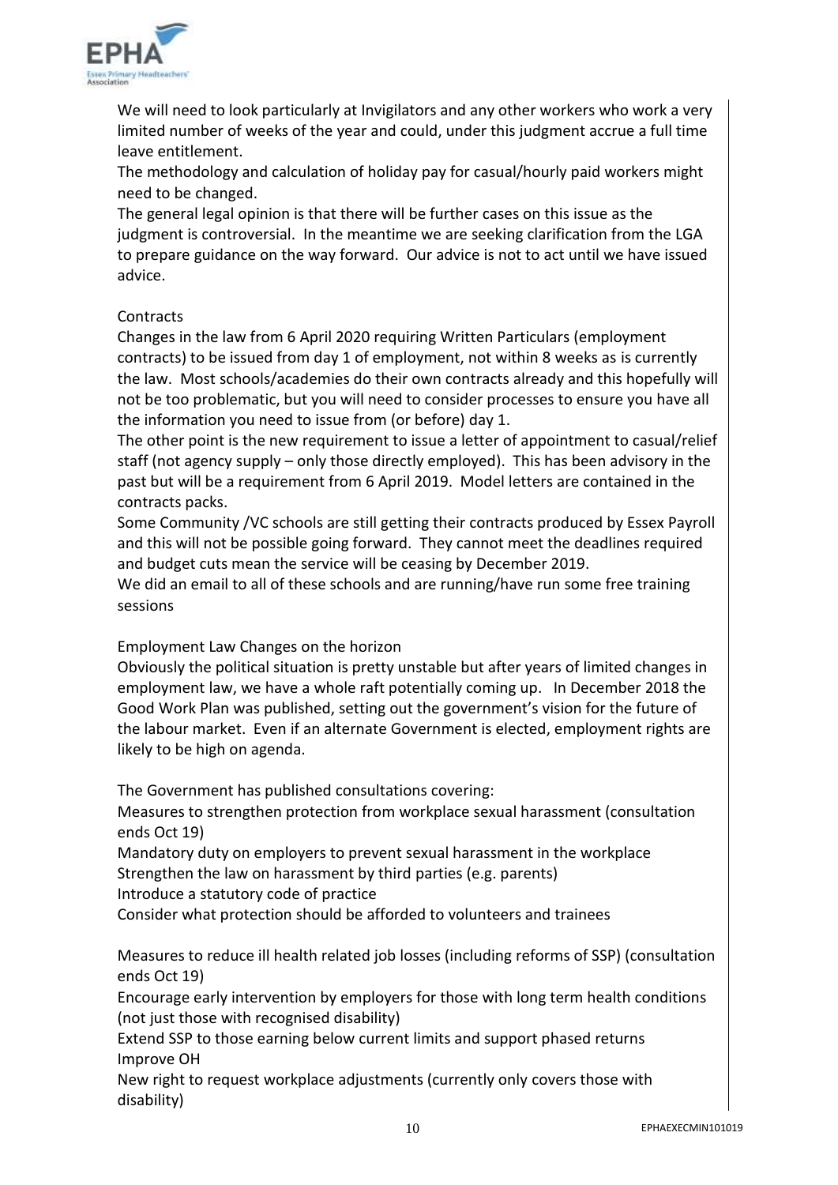We will need to look particularly at Invigilators and any other workers who work a very limited number of weeks of the year and could, under this judgment accrue a full time leave entitlement.

The methodology and calculation of holiday pay for casual/hourly paid workers might need to be changed.

The general legal opinion is that there will be further cases on this issue as the judgment is controversial. In the meantime we are seeking clarification from the LGA to prepare guidance on the way forward. Our advice is not to act until we have issued advice.

Contracts

Changes in the law from 6 April 2020 requiring Written Particulars (employment contracts) to be issued from day 1 of employment, not within 8 weeks as is currently the law. Most schools/academies do their own contracts already and this hopefully will not be too problematic, but you will need to consider processes to ensure you have all the information you need to issue from (or before) day 1.

The other point is the new requirement to issue a letter of appointment to casual/relief staff (not agency supply – only those directly employed). This has been advisory in the past but will be a requirement from 6 April 2019. Model letters are contained in the contracts packs.

Some Community /VC schools are still getting their contracts produced by Essex Payroll and this will not be possible going forward. They cannot meet the deadlines required and budget cuts mean the service will be ceasing by December 2019.

We did an email to all of these schools and are running/have run some free training sessions

Employment Law Changes on the horizon

Obviously the political situation is pretty unstable but after years of limited changes in employment law, we have a whole raft potentially coming up. In December 2018 the Good Work Plan was published, setting out the government's vision for the future of the labour market. Even if an alternate Government is elected, employment rights are likely to be high on agenda.

The Government has published consultations covering:

Measures to strengthen protection from workplace sexual harassment (consultation ends Oct 19)

Mandatory duty on employers to prevent sexual harassment in the workplace

Strengthen the law on harassment by third parties (e.g. parents)

Introduce a statutory code of practice

Consider what protection should be afforded to volunteers and trainees

Measures to reduce ill health related job losses (including reforms of SSP) (consultation ends Oct 19)

Encourage early intervention by employers for those with long term health conditions (not just those with recognised disability)

Extend SSP to those earning below current limits and support phased returns

Improve OH

New right to request workplace adjustments (currently only covers those with disability)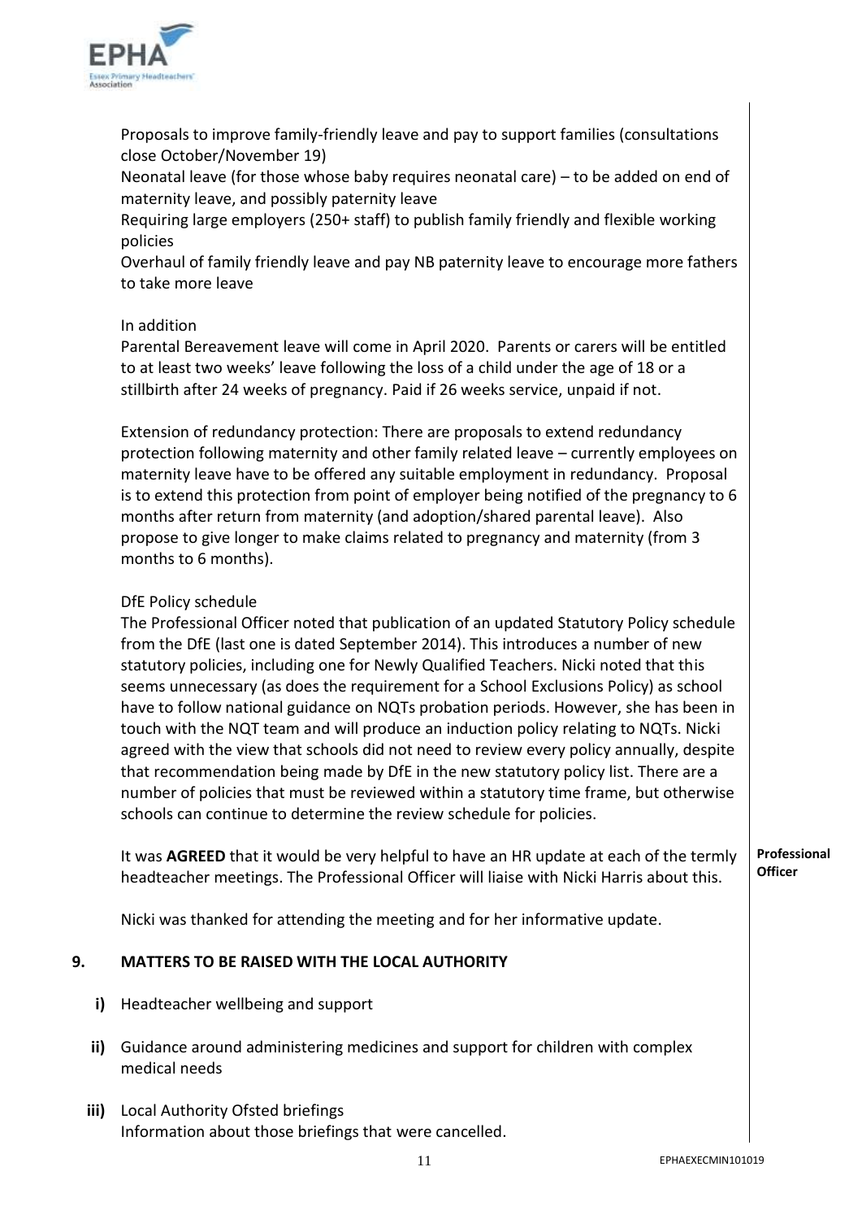Proposals to improve family-friendly leave and pay to support families (consultations close October/November 19)

Neonatal leave (for those whose baby requires neonatal care) – to be added on end of maternity leave, and possibly paternity leave

Requiring large employers (250+ staff) to publish family friendly and flexible working policies

Overhaul of family friendly leave and pay NB paternity leave to encourage more fathers to take more leave

In addition

Parental Bereavement leave will come in April 2020. Parents or carers will be entitled to at least two weeks' leave following the loss of a child under the age of 18 or a stillbirth after 24 weeks of pregnancy. Paid if 26 weeks service, unpaid if not.

Extension of redundancy protection: There are proposals to extend redundancy protection following maternity and other family related leave – currently employees on maternity leave have to be offered any suitable employment in redundancy. Proposal is to extend this protection from point of employer being notified of the pregnancy to 6 months after return from maternity (and adoption/shared parental leave). Also propose to give longer to make claims related to pregnancy and maternity (from 3 months to 6 months).

DfE Policy schedule

The Professional Officer noted that publication of an updated Statutory Policy schedule from the DfE (last one is dated September 2014). This introduces a number of new statutory policies, including one for Newly Qualified Teachers. Nicki noted that this seems unnecessary (as does the requirement for a School Exclusions Policy) as school have to follow national guidance on NQTs probation periods. However, she has been in touch with the NQT team and will produce an induction policy relating to NQTs. Nicki agreed with the view that schools did not need to review every policy annually, despite that recommendation being made by DfE in the new statutory policy list. There are a number of policies that must be reviewed within a statutory time frame, but otherwise schools can continue to determine the review schedule for policies.

It was **AGREED** that it would be very helpful to have an HR update at each of the termly headteacher meetings. The Professional Officer will liaise with Nicki Harris about this. — **Professional Officer**

Nicki was thanked for attending the meeting and for her informative update.

## 9. MATTERS TO BE RAISED WITH THE LOCAL AUTHORITY

**i)** Headteacher wellbeing and support

**ii)** Guidance around administering medicines and support for children with complex medical needs

**iii)** Local Authority Ofsted briefings
Information about those briefings that were cancelled.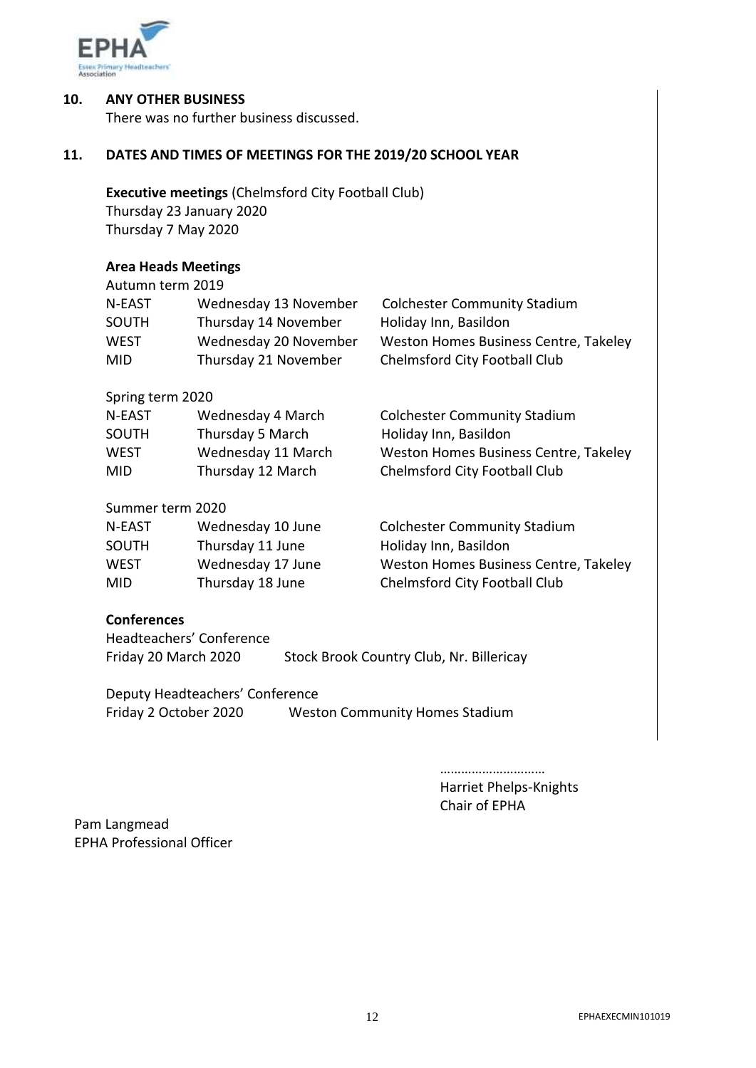## 10. ANY OTHER BUSINESS

There was no further business discussed.

## 11. DATES AND TIMES OF MEETINGS FOR THE 2019/20 SCHOOL YEAR

**Executive meetings** (Chelmsford City Football Club)
Thursday 23 January 2020
Thursday 7 May 2020

**Area Heads Meetings**

Autumn term 2019

| | | |
|---|---|---|
| N-EAST | Wednesday 13 November | Colchester Community Stadium |
| SOUTH | Thursday 14 November | Holiday Inn, Basildon |
| WEST | Wednesday 20 November | Weston Homes Business Centre, Takeley |
| MID | Thursday 21 November | Chelmsford City Football Club |

Spring term 2020

| | | |
|---|---|---|
| N-EAST | Wednesday 4 March | Colchester Community Stadium |
| SOUTH | Thursday 5 March | Holiday Inn, Basildon |
| WEST | Wednesday 11 March | Weston Homes Business Centre, Takeley |
| MID | Thursday 12 March | Chelmsford City Football Club |

Summer term 2020

| | | |
|---|---|---|
| N-EAST | Wednesday 10 June | Colchester Community Stadium |
| SOUTH | Thursday 11 June | Holiday Inn, Basildon |
| WEST | Wednesday 17 June | Weston Homes Business Centre, Takeley |
| MID | Thursday 18 June | Chelmsford City Football Club |

**Conferences**

Headteachers' Conference
Friday 20 March 2020 Stock Brook Country Club, Nr. Billericay

Deputy Headteachers' Conference
Friday 2 October 2020 Weston Community Homes Stadium

………………………
Harriet Phelps-Knights
Chair of EPHA

Pam Langmead
EPHA Professional Officer